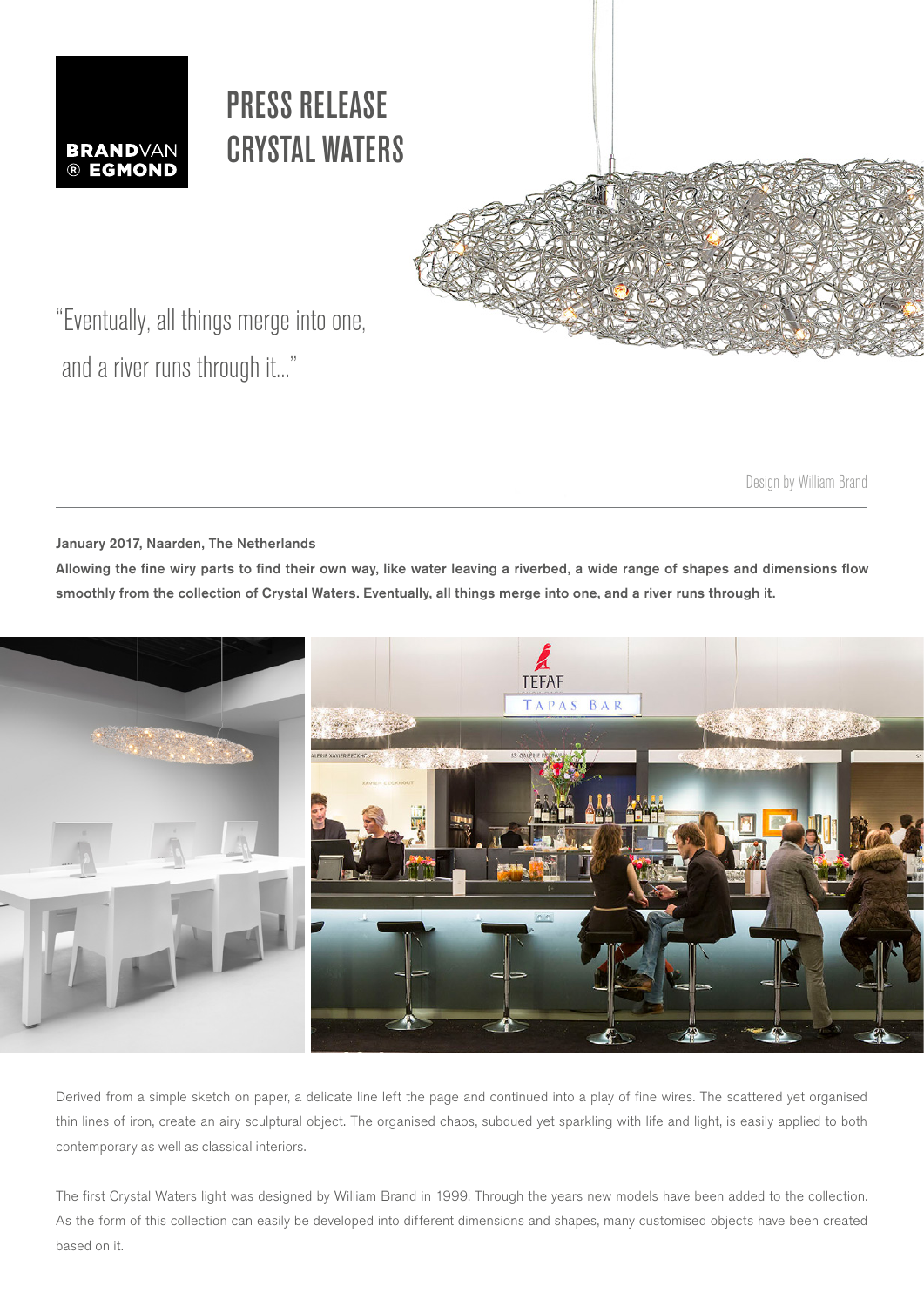**BRANDVAN ® EGMOND**

# PRESS RELEASE
# CRYSTAL WATERS

"Eventually, all things merge into one, and a river runs through it..."

Design by William Brand

**January 2017, Naarden, The Netherlands**

**Allowing the fine wiry parts to find their own way, like water leaving a riverbed, a wide range of shapes and dimensions flow smoothly from the collection of Crystal Waters. Eventually, all things merge into one, and a river runs through it.**

Derived from a simple sketch on paper, a delicate line left the page and continued into a play of fine wires. The scattered yet organised thin lines of iron, create an airy sculptural object. The organised chaos, subdued yet sparkling with life and light, is easily applied to both contemporary as well as classical interiors.

The first Crystal Waters light was designed by William Brand in 1999. Through the years new models have been added to the collection. As the form of this collection can easily be developed into different dimensions and shapes, many customised objects have been created based on it.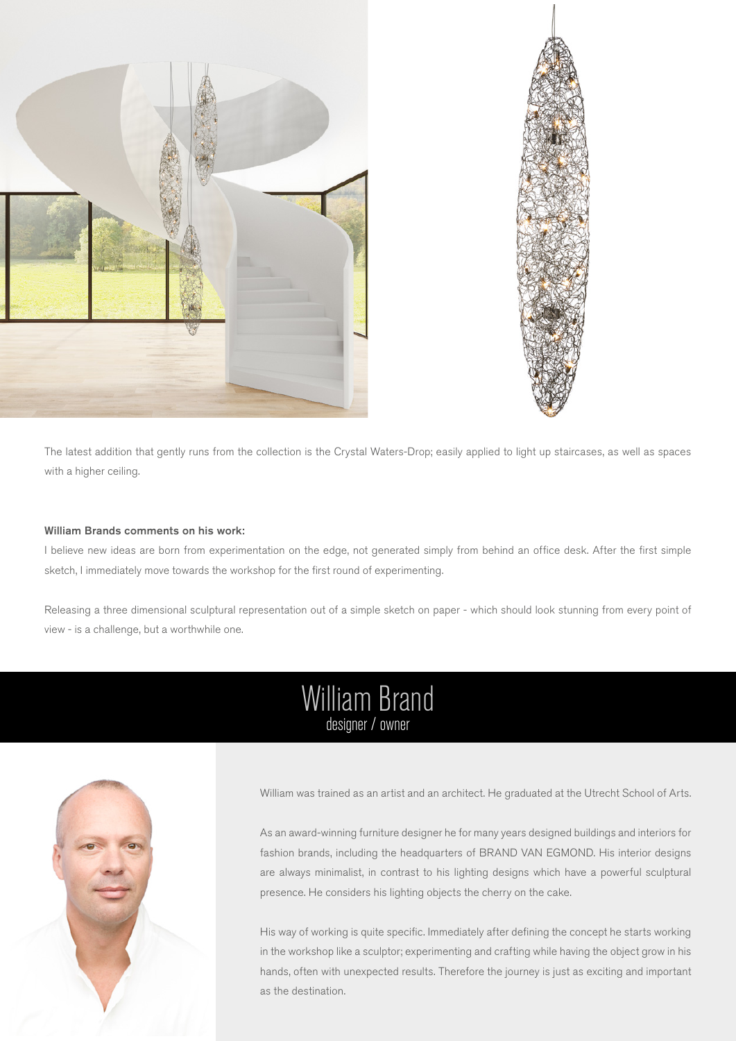The latest addition that gently runs from the collection is the Crystal Waters-Drop; easily applied to light up staircases, as well as spaces with a higher ceiling.

**William Brands comments on his work:**

I believe new ideas are born from experimentation on the edge, not generated simply from behind an office desk. After the first simple sketch, I immediately move towards the workshop for the first round of experimenting.

Releasing a three dimensional sculptural representation out of a simple sketch on paper - which should look stunning from every point of view - is a challenge, but a worthwhile one.

# William Brand

designer / owner

William was trained as an artist and an architect. He graduated at the Utrecht School of Arts.

As an award-winning furniture designer he for many years designed buildings and interiors for fashion brands, including the headquarters of BRAND VAN EGMOND. His interior designs are always minimalist, in contrast to his lighting designs which have a powerful sculptural presence. He considers his lighting objects the cherry on the cake.

His way of working is quite specific. Immediately after defining the concept he starts working in the workshop like a sculptor; experimenting and crafting while having the object grow in his hands, often with unexpected results. Therefore the journey is just as exciting and important as the destination.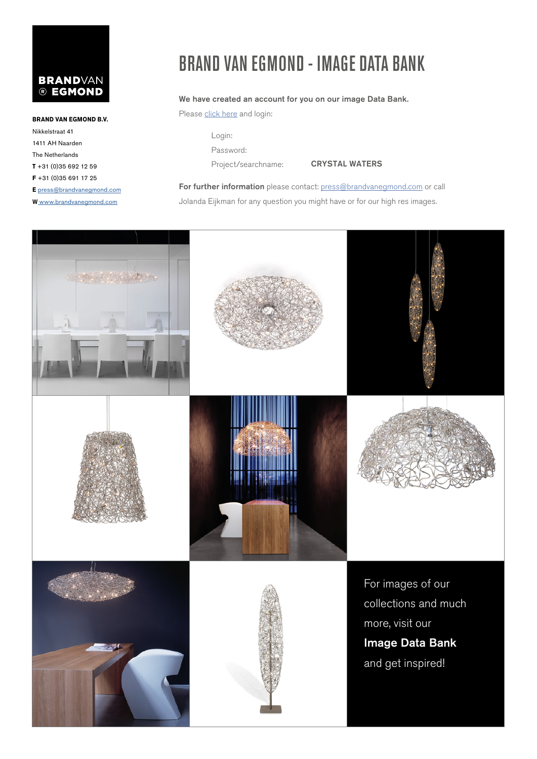**BRAND**VAN
® **EGMOND**

**BRAND VAN EGMOND B.V.**

Nikkelstraat 41
1411 AH Naarden
The Netherlands
**T** +31 (0)35 692 12 59
**F** +31 (0)35 691 17 25
**E** press@brandvanegmond.com
**W** www.brandvanegmond.com

# BRAND VAN EGMOND - IMAGE DATA BANK

**We have created an account for you on our image Data Bank.**

Please click here and login:

Login:

Password:

Project/searchname: **CRYSTAL WATERS**

**For further information** please contact: press@brandvanegmond.com or call Jolanda Eijkman for any question you might have or for our high res images.

For images of our collections and much more, visit our **Image Data Bank** and get inspired!